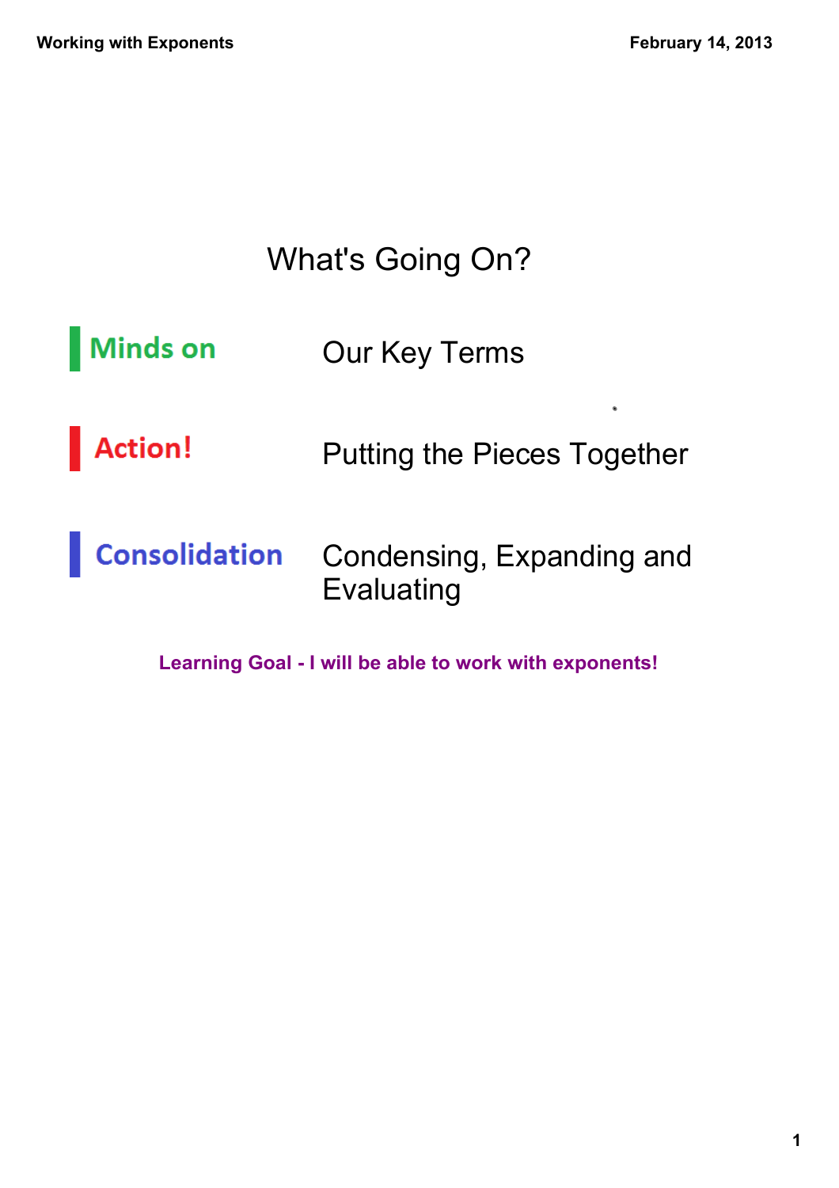# What's Going On?

| | |
|---|---|
| **Minds on** | Our Key Terms |
| **Action!** | Putting the Pieces Together |
| **Consolidation** | Condensing, Expanding and Evaluating |

**Learning Goal - I will be able to work with exponents!**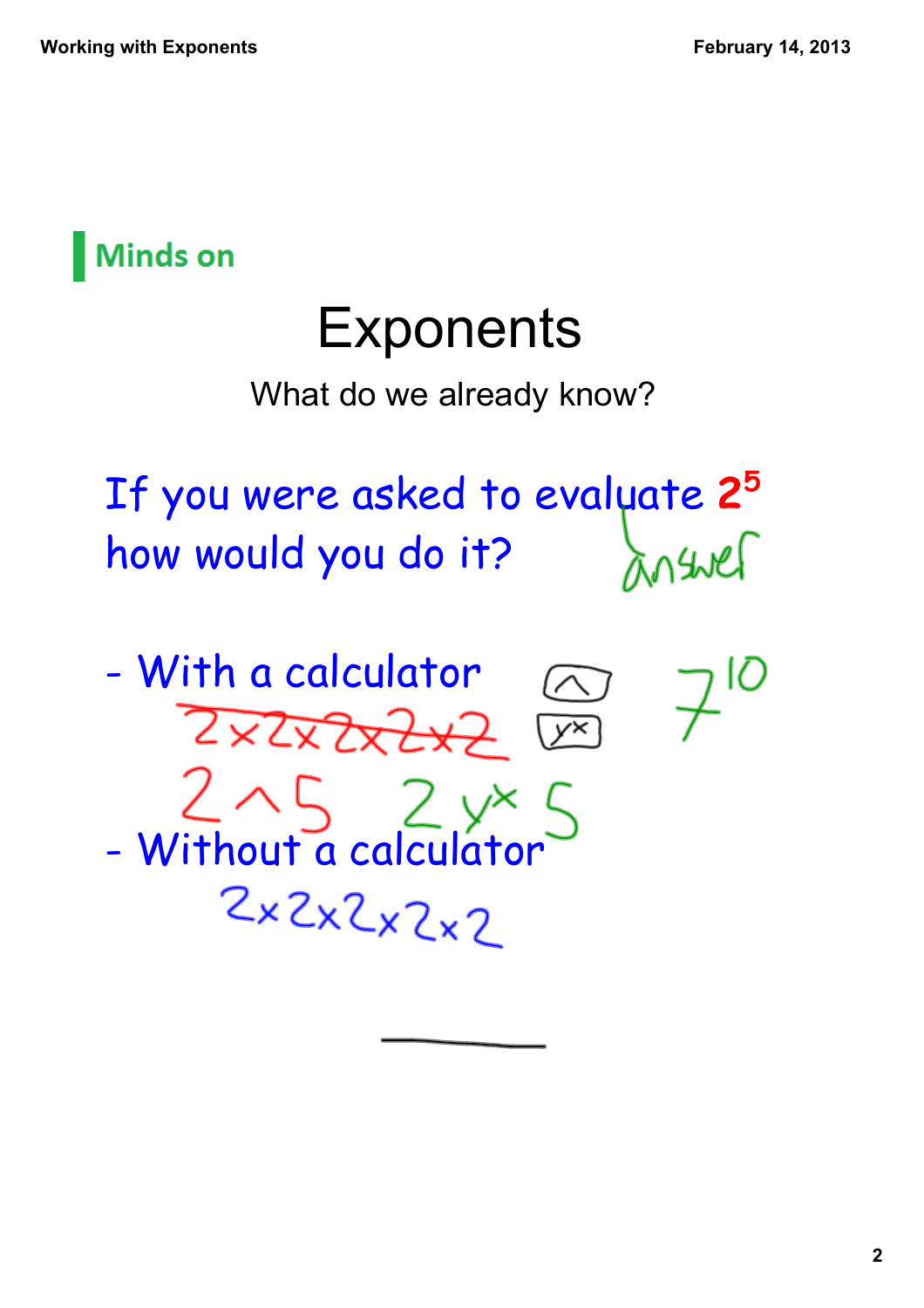## Minds on

# Exponents

What do we already know?

If you were asked to evaluate $2^5$ how would you do it?

answer

- With a calculator

~~$2 \times 2 \times 2 \times 2 \times 2$~~

[^] [$y^x$]

$7^{10}$

2 ^ 5     2 $y^x$ 5

- Without a calculator

$2 \times 2 \times 2 \times 2 \times 2$

_____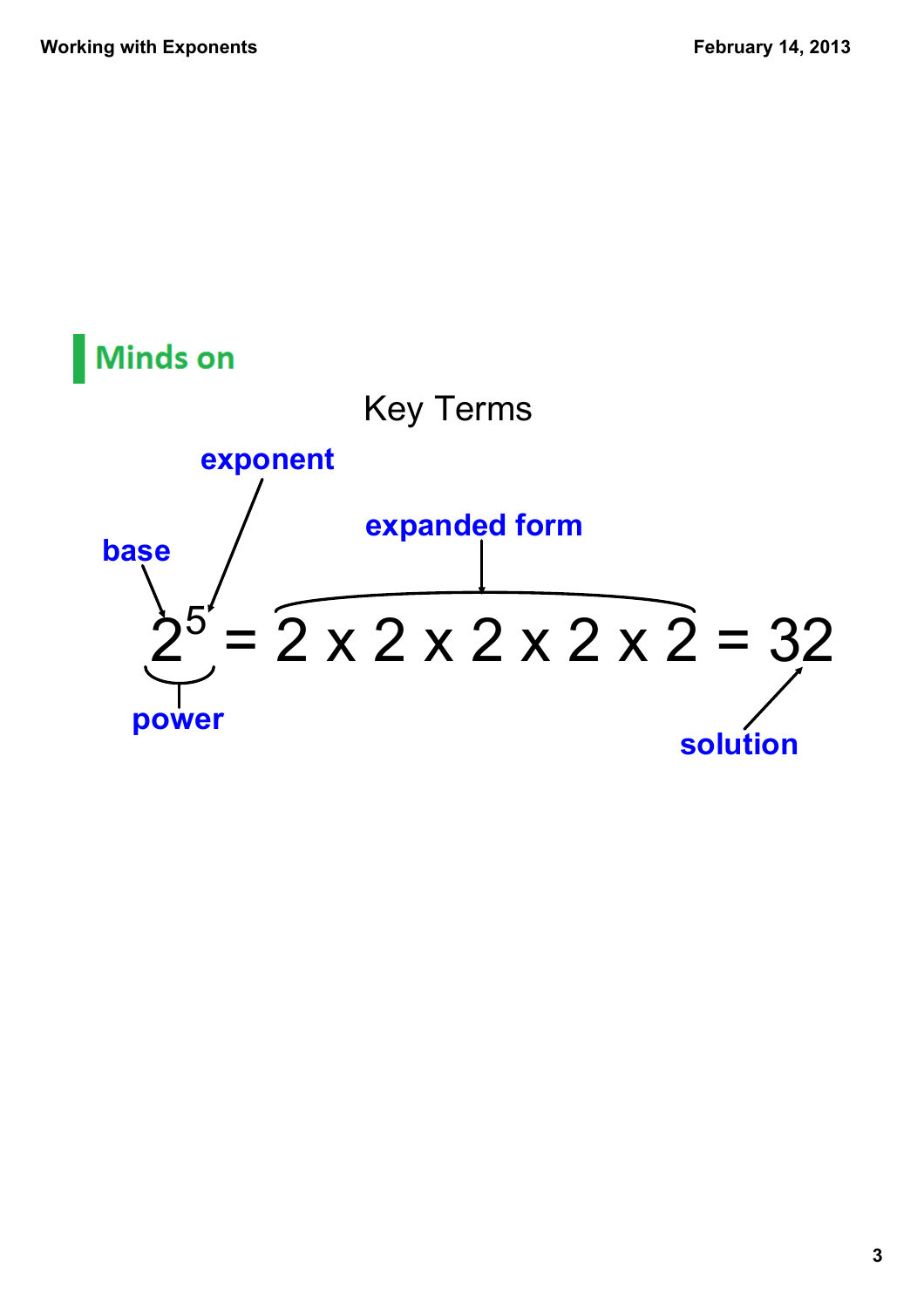## Minds on

### Key Terms

$$2^5 = 2 \times 2 \times 2 \times 2 \times 2 = 32$$

- **base**: 2
- **exponent**: 5
- **power**: $2^5$
- **expanded form**: $2 \times 2 \times 2 \times 2 \times 2$
- **solution**: 32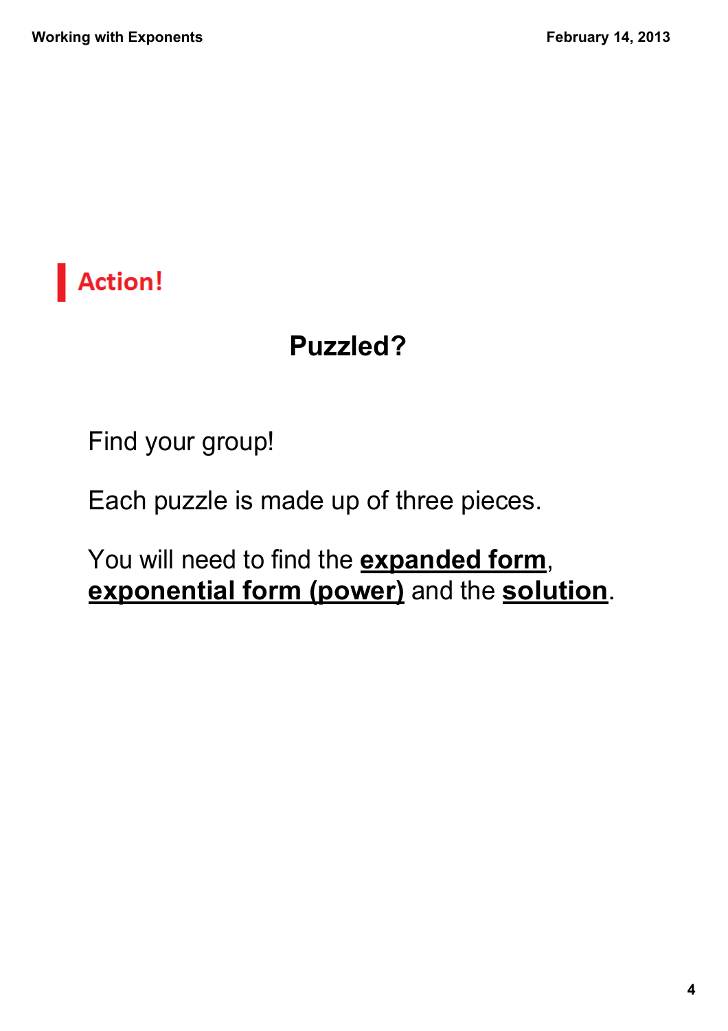**Action!**

## Puzzled?

Find your group!

Each puzzle is made up of three pieces.

You will need to find the **expanded form**, **exponential form (power)** and the **solution**.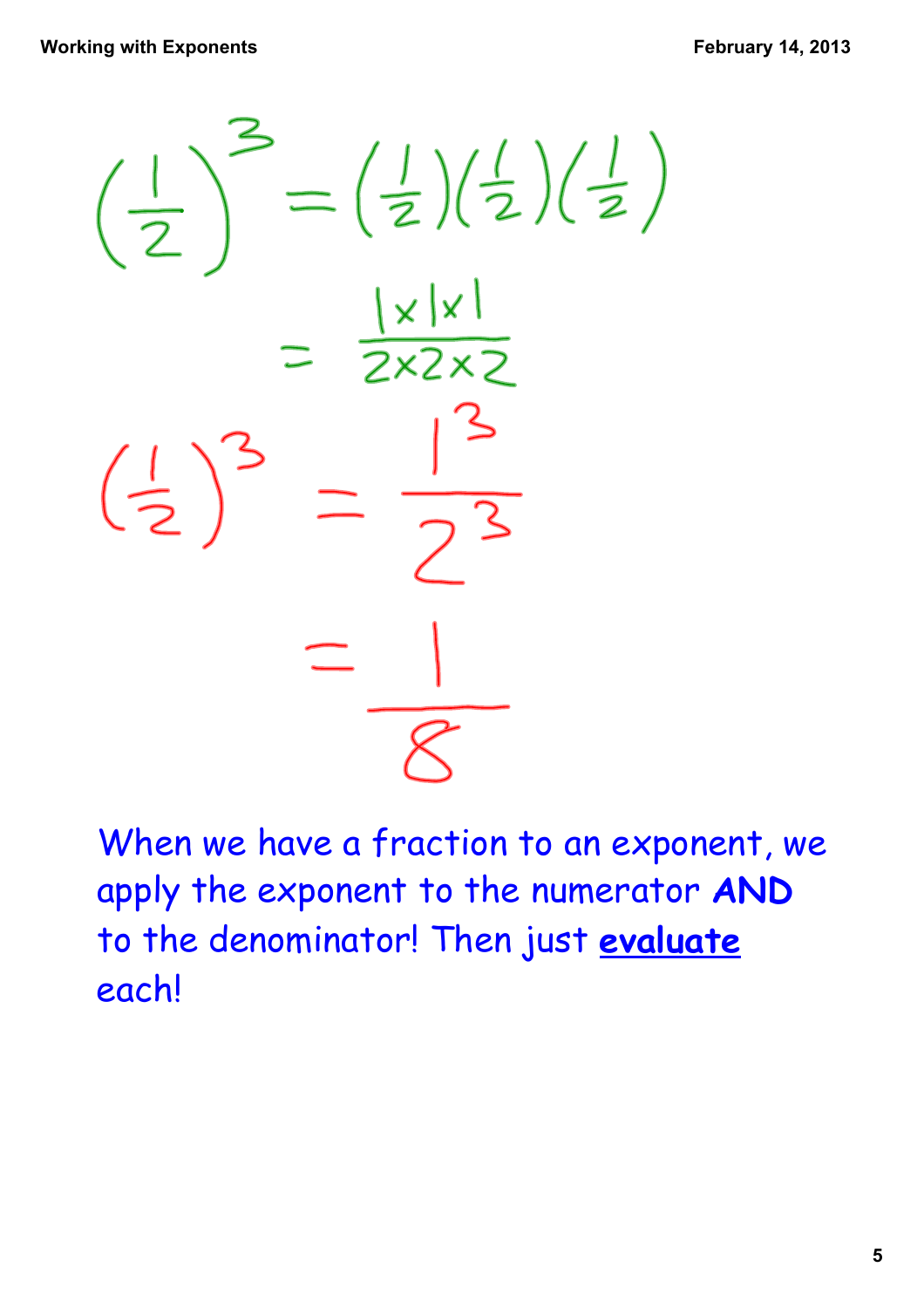$$\left(\frac{1}{2}\right)^3 = \left(\frac{1}{2}\right)\left(\frac{1}{2}\right)\left(\frac{1}{2}\right)$$

$$= \frac{1 \times 1 \times 1}{2 \times 2 \times 2}$$

$$\left(\frac{1}{2}\right)^3 = \frac{1^3}{2^3}$$

$$= \frac{1}{8}$$

When we have a fraction to an exponent, we apply the exponent to the numerator **AND** to the denominator! Then just **evaluate** each!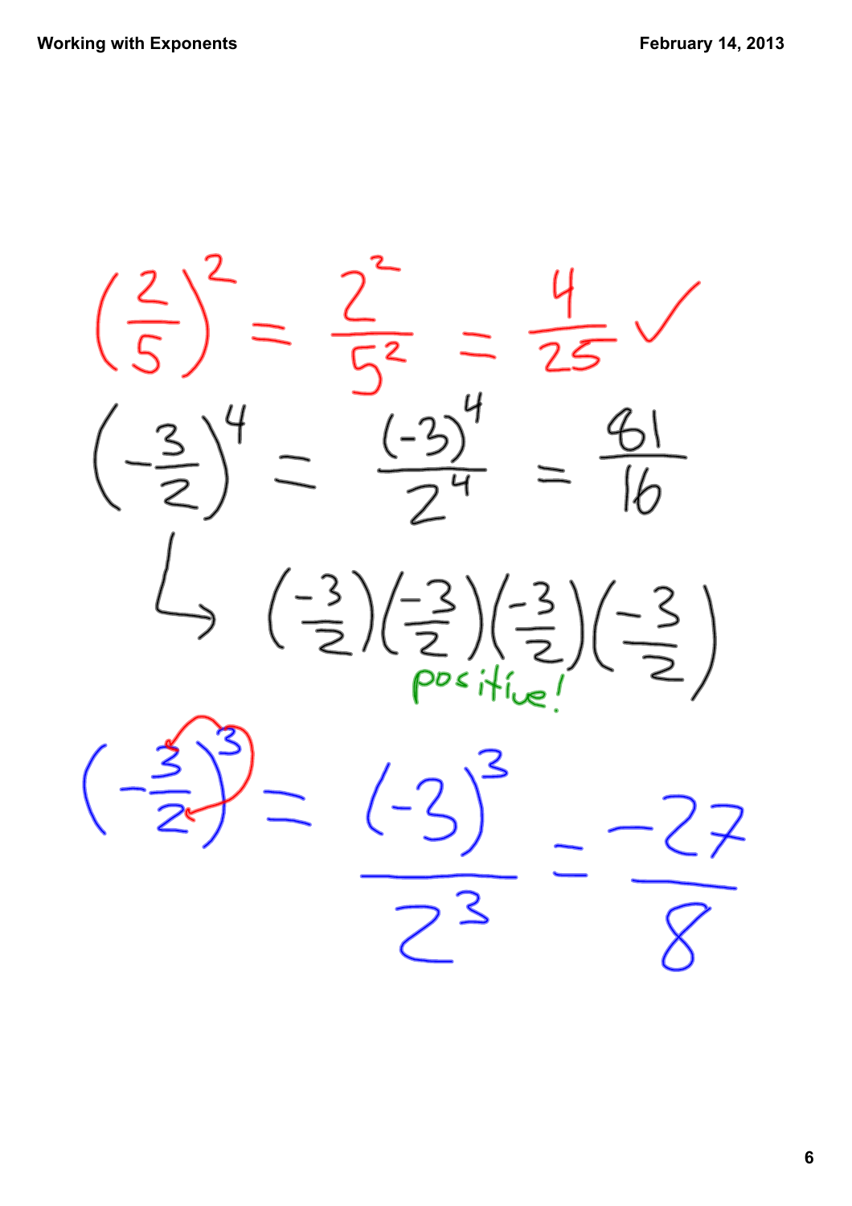$$\left(\frac{2}{5}\right)^2 = \frac{2^2}{5^2} = \frac{4}{25} \checkmark$$

$$\left(-\frac{3}{2}\right)^4 = \frac{(-3)^4}{2^4} = \frac{81}{16}$$

$$\hookrightarrow \left(\frac{-3}{2}\right)\left(\frac{-3}{2}\right)\left(\frac{-3}{2}\right)\left(\frac{-3}{2}\right)$$

positive!

$$\left(-\frac{3}{2}\right)^3 = \frac{(-3)^3}{2^3} = \frac{-27}{8}$$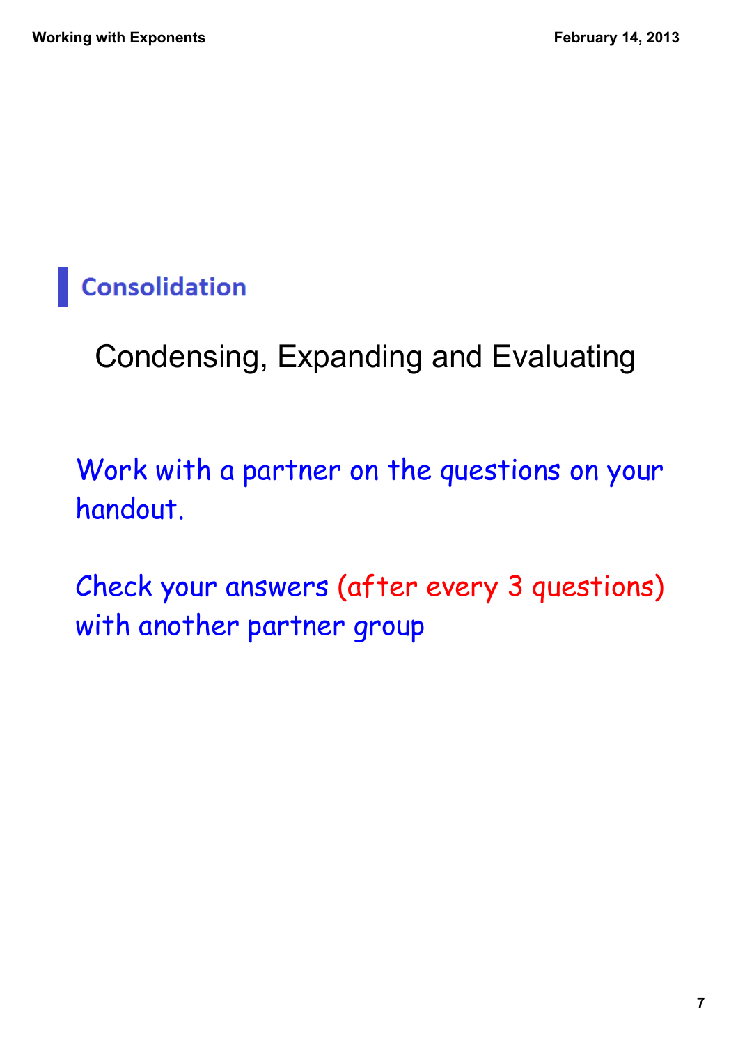## Consolidation

Condensing, Expanding and Evaluating

Work with a partner on the questions on your handout.

Check your answers (after every 3 questions) with another partner group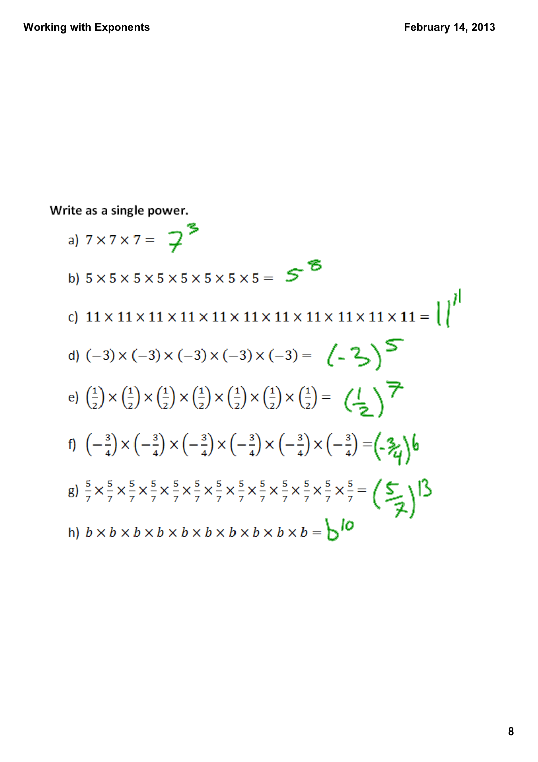Write as a single power.

a) $7 \times 7 \times 7 =$ $7^3$

b) $5 \times 5 \times 5 \times 5 \times 5 \times 5 \times 5 \times 5 =$ $5^8$

c) $11 \times 11 \times 11 \times 11 \times 11 \times 11 \times 11 \times 11 \times 11 \times 11 \times 11 =$ $11^{11}$

d) $(-3) \times (-3) \times (-3) \times (-3) \times (-3) =$ $(-3)^5$

e) $\left(\frac{1}{2}\right) \times \left(\frac{1}{2}\right) \times \left(\frac{1}{2}\right) \times \left(\frac{1}{2}\right) \times \left(\frac{1}{2}\right) \times \left(\frac{1}{2}\right) \times \left(\frac{1}{2}\right) =$ $\left(\frac{1}{2}\right)^7$

f) $\left(-\frac{3}{4}\right) \times \left(-\frac{3}{4}\right) \times \left(-\frac{3}{4}\right) \times \left(-\frac{3}{4}\right) \times \left(-\frac{3}{4}\right) \times \left(-\frac{3}{4}\right) =$ $\left(-\frac{3}{4}\right)^6$

g) $\frac{5}{7} \times \frac{5}{7} \times \frac{5}{7} \times \frac{5}{7} \times \frac{5}{7} \times \frac{5}{7} \times \frac{5}{7} \times \frac{5}{7} \times \frac{5}{7} \times \frac{5}{7} \times \frac{5}{7} \times \frac{5}{7} \times \frac{5}{7} =$ $\left(\frac{5}{7}\right)^{13}$

h) $b \times b \times b \times b \times b \times b \times b \times b \times b \times b =$ $b^{10}$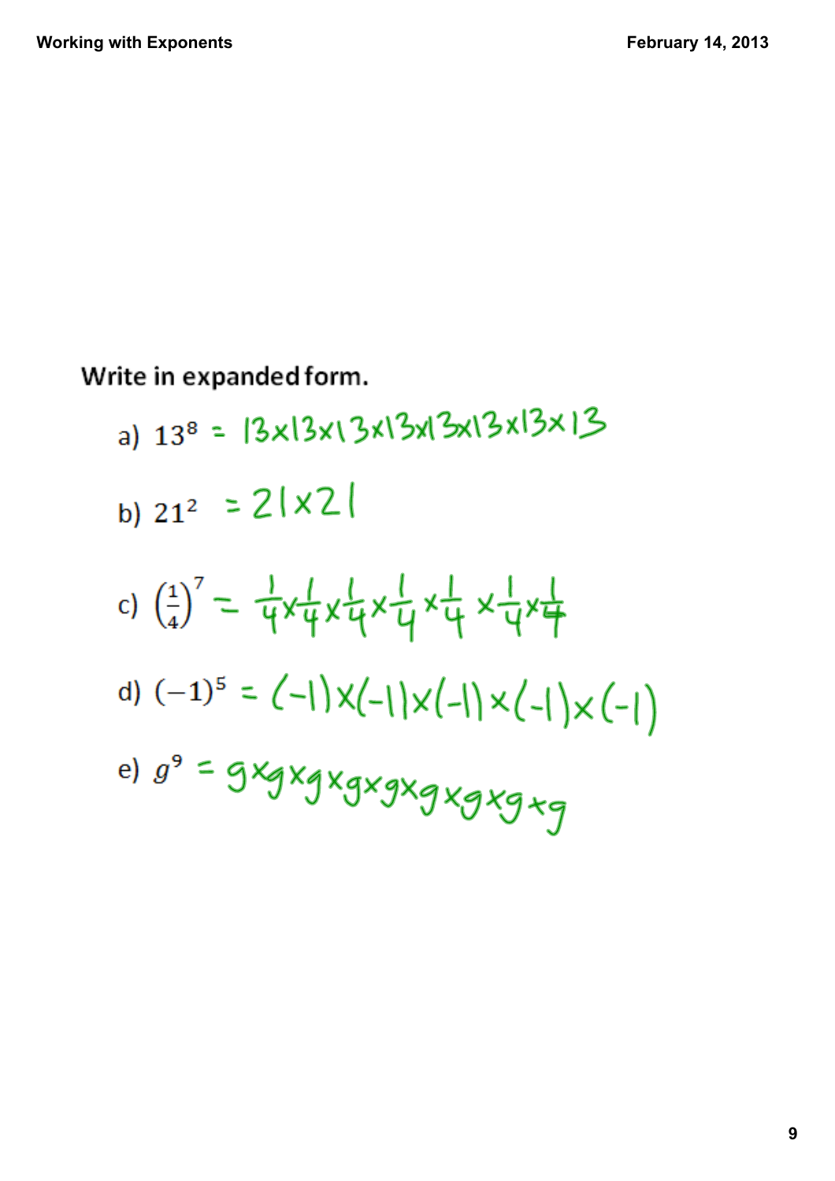Write in expanded form.

a) $13^8 = 13 \times 13 \times 13 \times 13 \times 13 \times 13 \times 13 \times 13$

b) $21^2 = 21 \times 21$

c) $\left(\frac{1}{4}\right)^7 = \frac{1}{4} \times \frac{1}{4} \times \frac{1}{4} \times \frac{1}{4} \times \frac{1}{4} \times \frac{1}{4} \times \frac{1}{4}$

d) $(-1)^5 = (-1) \times (-1) \times (-1) \times (-1) \times (-1)$

e) $g^9 = g \times g \times g \times g \times g \times g \times g \times g \times g$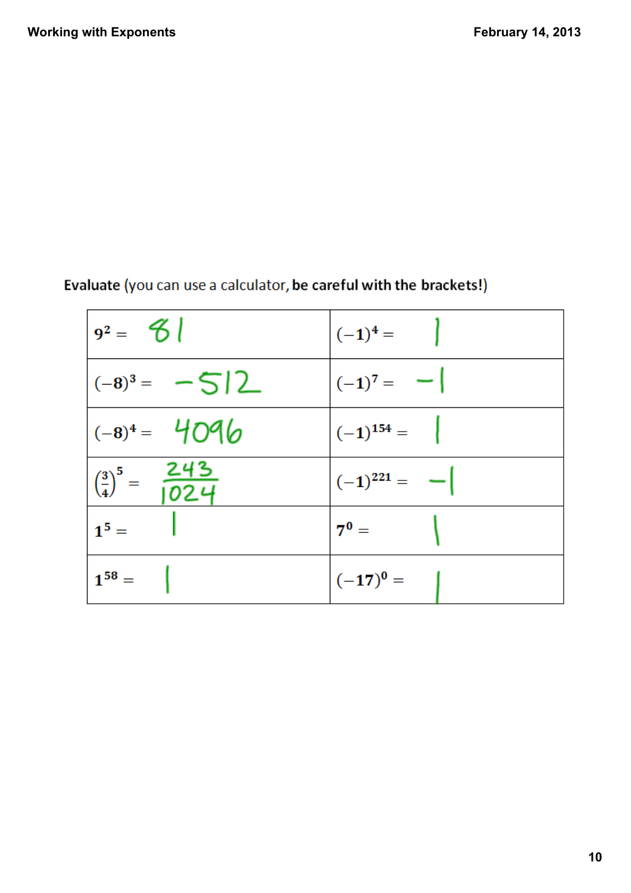**Evaluate** (you can use a calculator, **be careful with the brackets!**)

| | |
|---|---|
| $9^2 =$ 81 | $(-1)^4 =$ 1 |
| $(-8)^3 =$ −512 | $(-1)^7 =$ −1 |
| $(-8)^4 =$ 4096 | $(-1)^{154} =$ 1 |
| $\left(\frac{3}{4}\right)^5 = \frac{243}{1024}$ | $(-1)^{221} =$ −1 |
| $1^5 =$ 1 | $7^0 =$ 1 |
| $1^{58} =$ 1 | $(-17)^0 =$ 1 |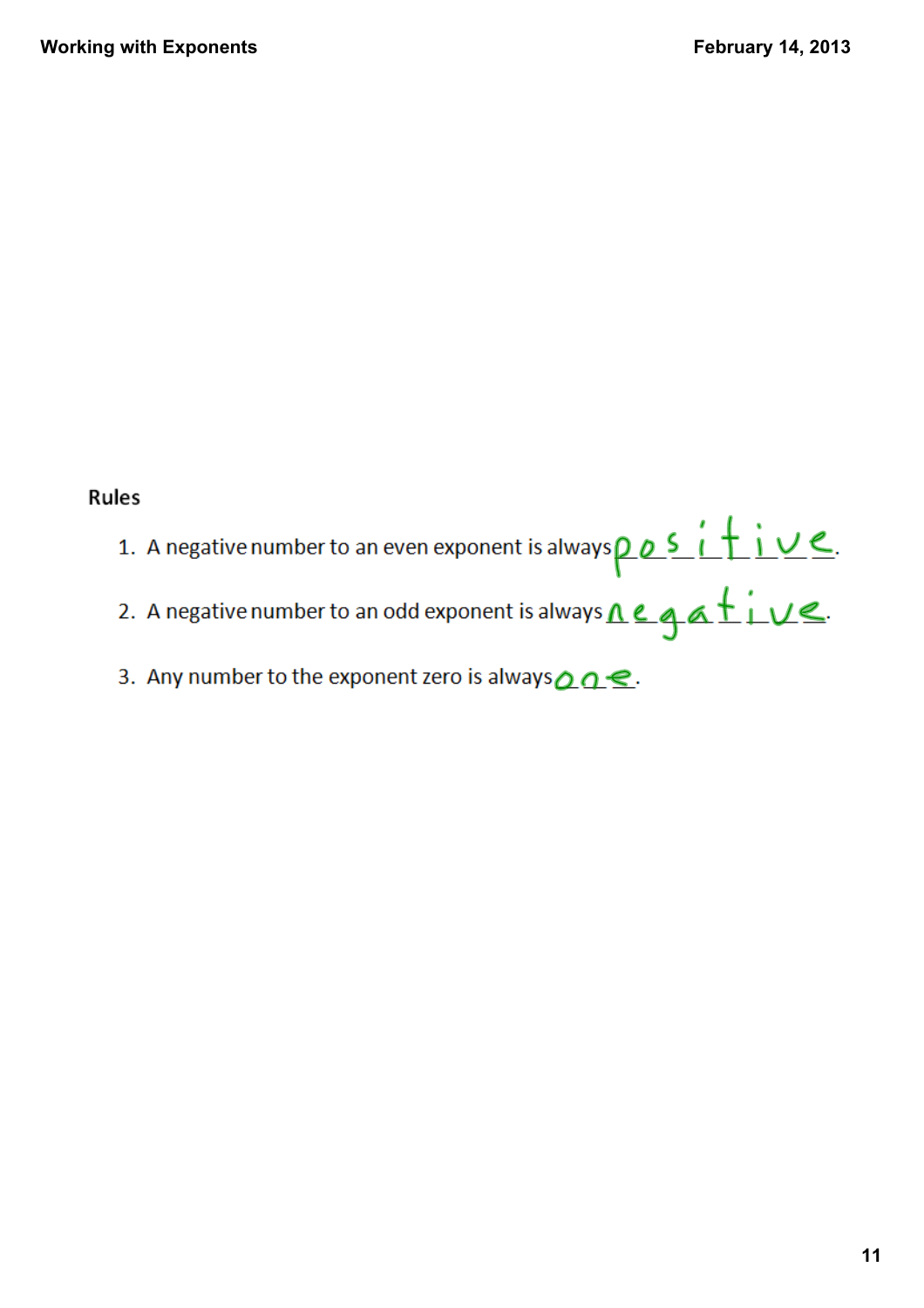**Rules**

1. A negative number to an even exponent is always positive.
2. A negative number to an odd exponent is always negative.
3. Any number to the exponent zero is always one.